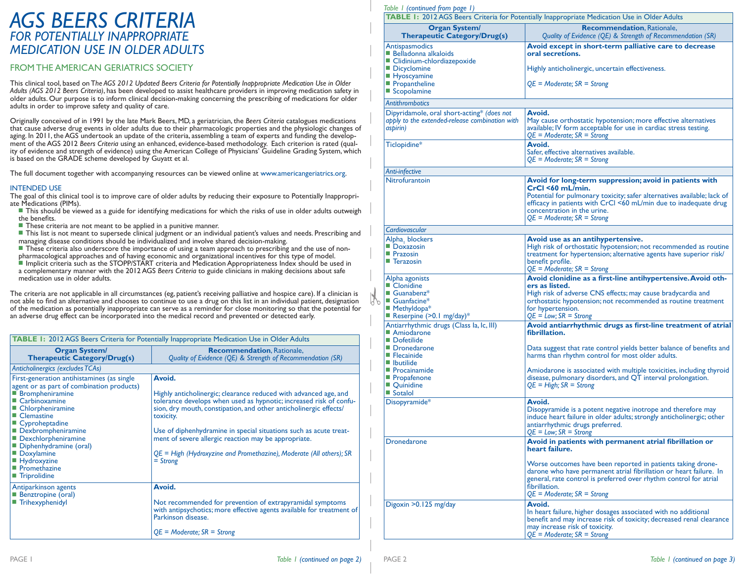# AGS BEERS CRITERIA

## FOR POTENTIALLY INAPPROPRIATE MEDICATION USE IN OLDER ADULTS

### FROM THE AMERICAN GERIATRICS SOCIETY

This clinical tool, based on *The AGS 2012 Updated Beers Criteria for Potentially Inappropriate Medication Use in Older Adults (AGS 2012 Beers Criteria)*, has been developed to assist healthcare providers in improving medication safety in older adults. Our purpose is to inform clinical decision-making concerning the prescribing of medications for older adults in order to improve safety and quality of care.

Originally conceived of in 1991 by the late Mark Beers, MD, a geriatrician, the *Beers Criteria* catalogues medications that cause adverse drug events in older adults due to their pharmacologic properties and the physiologic changes of aging. In 2011, the AGS undertook an update of the criteria, assembling a team of experts and funding the development of the AGS 2012 *Beers Criteria* using an enhanced, evidence-based methodology. Each criterion is rated (quality of evidence and strength of evidence) using the American College of Physicians' Guideline Grading System, which is based on the GRADE scheme developed by Guyatt et al.

The full document together with accompanying resources can be viewed online at www.americangeriatrics.org.

### INTENDED USE

The goal of this clinical tool is to improve care of older adults by reducing their exposure to Potentially Inappropriate Medications (PIMs).

- This should be viewed as a guide for identifying medications for which the risks of use in older adults outweigh the benefits.
- These criteria are not meant to be applied in a punitive manner.
- This list is not meant to supersede clinical judgment or an individual patient's values and needs. Prescribing and managing disease conditions should be individualized and involve shared decision-making.
- These criteria also underscore the importance of using a team approach to prescribing and the use of non-pharmacological approaches and of having economic and organizational incentives for this type of model.
- Implicit criteria such as the STOPP/START criteria and Medication Appropriateness Index should be used in a complementary manner with the 2012 AGS *Beers Criteria* to guide clinicians in making decisions about safe medication use in older adults.

The criteria are not applicable in all circumstances (eg, patient's receiving palliative and hospice care). If a clinician is not able to find an alternative and chooses to continue to use a drug on this list in an individual patient, designation of the medication as potentially inappropriate can serve as a reminder for close monitoring so that the potential for an adverse drug effect can be incorporated into the medical record and prevented or detected early.

**TABLE 1:** 2012 AGS Beers Criteria for Potentially Inappropriate Medication Use in Older Adults

| **Organ System/ Therapeutic Category/Drug(s)** | **Recommendation**, Rationale, *Quality of Evidence (QE) & Strength of Recommendation (SR)* |
|---|---|
| *Anticholinergics (excludes TCAs)* | |
| First-generation antihistamines (as single agent or as part of combination products)<br>■ Brompheniramine<br>■ Carbinoxamine<br>■ Chlorpheniramine<br>■ Clemastine<br>■ Cyproheptadine<br>■ Dexbrompheniramine<br>■ Dexchlorpheniramine<br>■ Diphenhydramine (oral)<br>■ Doxylamine<br>■ Hydroxyzine<br>■ Promethazine<br>■ Triprolidine | **Avoid.**<br><br>Highly anticholinergic; clearance reduced with advanced age, and tolerance develops when used as hypnotic; increased risk of confusion, dry mouth, constipation, and other anticholinergic effects/toxicity.<br><br>Use of diphenhydramine in special situations such as acute treatment of severe allergic reaction may be appropriate.<br><br>*QE = High (Hydroxyzine and Promethazine), Moderate (All others); SR = Strong* |
| Antiparkinson agents<br>■ Benztropine (oral)<br>■ Trihexyphenidyl | **Avoid.**<br><br>Not recommended for prevention of extrapyramidal symptoms with antipsychotics; more effective agents available for treatment of Parkinson disease.<br><br>*QE = Moderate; SR = Strong* |
| Antispasmodics<br>■ Belladonna alkaloids<br>■ Clidinium-chlordiazepoxide<br>■ Dicyclomine<br>■ Hyoscyamine<br>■ Propantheline<br>■ Scopolamine | **Avoid except in short-term palliative care to decrease oral secretions.**<br><br>Highly anticholinergic, uncertain effectiveness.<br><br>*QE = Moderate; SR = Strong* |
| *Antithrombotics* | |
| Dipyridamole, oral short-acting* *(does not apply to the extended-release combination with aspirin)* | **Avoid.**<br>May cause orthostatic hypotension; more effective alternatives available; IV form acceptable for use in cardiac stress testing.<br>*QE = Moderate; SR = Strong* |
| Ticlopidine* | **Avoid.**<br>Safer, effective alternatives available.<br>*QE = Moderate; SR = Strong* |
| *Anti-infective* | |
| Nitrofurantoin | **Avoid for long-term suppression; avoid in patients with CrCl <60 mL/min.**<br>Potential for pulmonary toxicity; safer alternatives available; lack of efficacy in patients with CrCl <60 mL/min due to inadequate drug concentration in the urine.<br>*QE = Moderate; SR = Strong* |
| *Cardiovascular* | |
| Alpha$_1$ blockers<br>■ Doxazosin<br>■ Prazosin<br>■ Terazosin | **Avoid use as an antihypertensive.**<br>High risk of orthostatic hypotension; not recommended as routine treatment for hypertension; alternative agents have superior risk/benefit profile.<br>*QE = Moderate; SR = Strong* |
| Alpha agonists<br>■ Clonidine<br>■ Guanabenz*<br>■ Guanfacine*<br>■ Methyldopa*<br>■ Reserpine (>0.1 mg/day)* | **Avoid clonidine as a first-line antihypertensive. Avoid others as listed.**<br>High risk of adverse CNS effects; may cause bradycardia and orthostatic hypotension; not recommended as routine treatment for hypertension.<br>*QE = Low; SR = Strong* |
| Antiarrhythmic drugs (Class Ia, Ic, III)<br>■ Amiodarone<br>■ Dofetilide<br>■ Dronedarone<br>■ Flecainide<br>■ Ibutilide<br>■ Procainamide<br>■ Propafenone<br>■ Quinidine<br>■ Sotalol | **Avoid antiarrhythmic drugs as first-line treatment of atrial fibrillation.**<br><br>Data suggest that rate control yields better balance of benefits and harms than rhythm control for most older adults.<br><br>Amiodarone is associated with multiple toxicities, including thyroid disease, pulmonary disorders, and QT interval prolongation.<br>*QE = High; SR = Strong* |
| Disopyramide* | **Avoid.**<br>Disopyramide is a potent negative inotrope and therefore may induce heart failure in older adults; strongly anticholinergic; other antiarrhythmic drugs preferred.<br>*QE = Low; SR = Strong* |
| Dronedarone | **Avoid in patients with permanent atrial fibrillation or heart failure.**<br><br>Worse outcomes have been reported in patients taking dronedarone who have permanent atrial fibrillation or heart failure. In general, rate control is preferred over rhythm control for atrial fibrillation.<br>*QE = Moderate; SR = Strong* |
| Digoxin >0.125 mg/day | **Avoid.**<br>In heart failure, higher dosages associated with no additional benefit and may increase risk of toxicity; decreased renal clearance may increase risk of toxicity.<br>*QE = Moderate; SR = Strong* |

*Table 1 (continued on page 3)*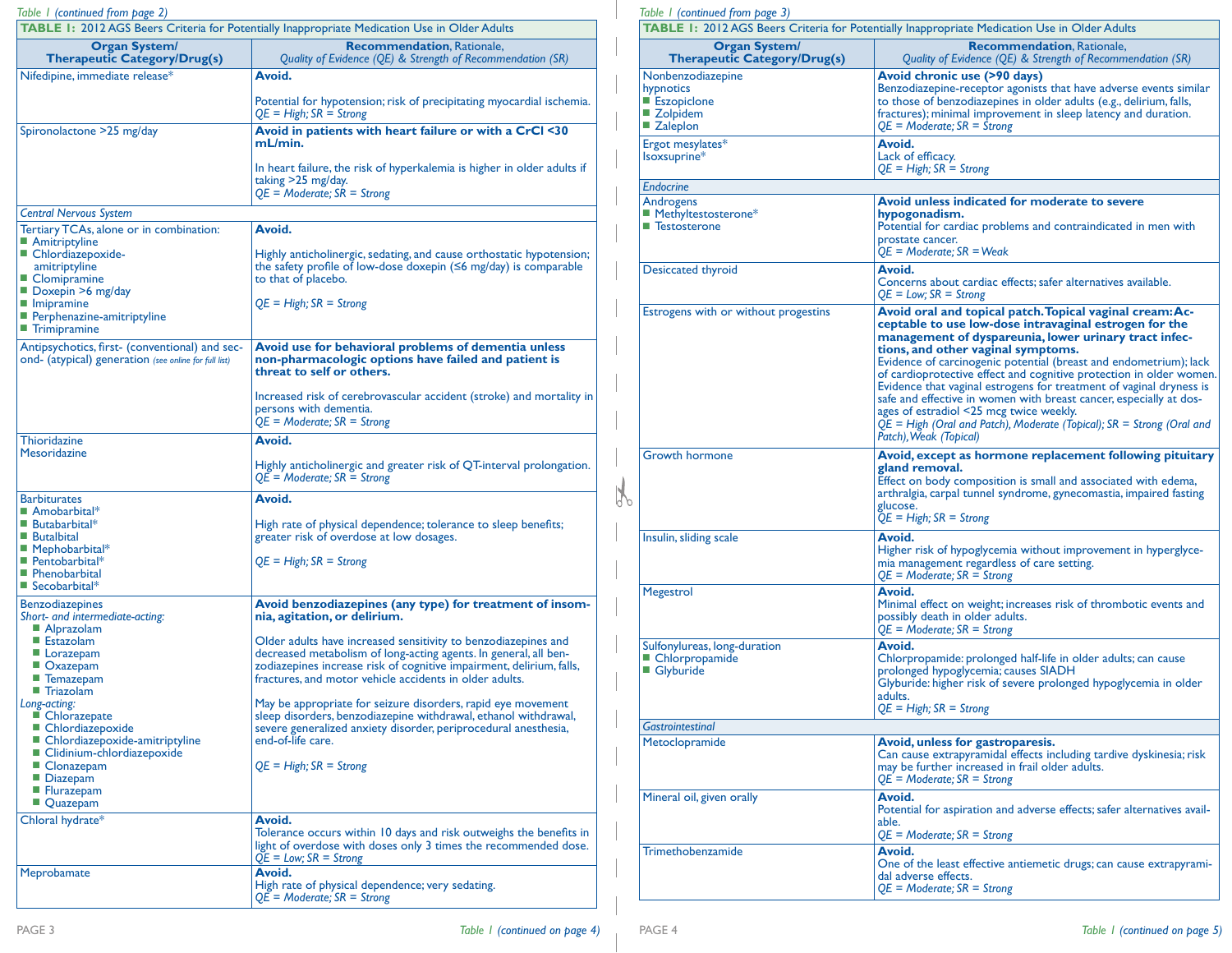*Table 1 (continued from page 2)*

**TABLE 1:** 2012 AGS Beers Criteria for Potentially Inappropriate Medication Use in Older Adults

| Organ System/ Therapeutic Category/Drug(s) | **Recommendation**, Rationale, *Quality of Evidence (QE) & Strength of Recommendation (SR)* |
|---|---|
| Nifedipine, immediate release* | **Avoid.** Potential for hypotension; risk of precipitating myocardial ischemia. *QE = High; SR = Strong* |
| Spironolactone >25 mg/day | **Avoid in patients with heart failure or with a CrCl <30 mL/min.** In heart failure, the risk of hyperkalemia is higher in older adults if taking >25 mg/day. *QE = Moderate; SR = Strong* |
| *Central Nervous System* | |
| Tertiary TCAs, alone or in combination: Amitriptyline; Chlordiazepoxide-amitriptyline; Clomipramine; Doxepin >6 mg/day; Imipramine; Perphenazine-amitriptyline; Trimipramine | **Avoid.** Highly anticholinergic, sedating, and cause orthostatic hypotension; the safety profile of low-dose doxepin (≤6 mg/day) is comparable to that of placebo. *QE = High; SR = Strong* |
| Antipsychotics, first- (conventional) and second- (atypical) generation *(see online for full list)* | **Avoid use for behavioral problems of dementia unless non-pharmacologic options have failed and patient is threat to self or others.** Increased risk of cerebrovascular accident (stroke) and mortality in persons with dementia. *QE = Moderate; SR = Strong* |
| Thioridazine; Mesoridazine | **Avoid.** Highly anticholinergic and greater risk of QT-interval prolongation. *QE = Moderate; SR = Strong* |
| Barbiturates: Amobarbital*; Butabarbital*; Butalbital; Mephobarbital*; Pentobarbital*; Phenobarbital; Secobarbital* | **Avoid.** High rate of physical dependence; tolerance to sleep benefits; greater risk of overdose at low dosages. *QE = High; SR = Strong* |
| Benzodiazepines. *Short- and intermediate-acting:* Alprazolam; Estazolam; Lorazepam; Oxazepam; Temazepam; Triazolam. *Long-acting:* Chlorazepate; Chlordiazepoxide; Chlordiazepoxide-amitriptyline; Clidinium-chlordiazepoxide; Clonazepam; Diazepam; Flurazepam; Quazepam | **Avoid benzodiazepines (any type) for treatment of insomnia, agitation, or delirium.** Older adults have increased sensitivity to benzodiazepines and decreased metabolism of long-acting agents. In general, all benzodiazepines increase risk of cognitive impairment, delirium, falls, fractures, and motor vehicle accidents in older adults. May be appropriate for seizure disorders, rapid eye movement sleep disorders, benzodiazepine withdrawal, ethanol withdrawal, severe generalized anxiety disorder, periprocedural anesthesia, end-of-life care. *QE = High; SR = Strong* |
| Chloral hydrate* | **Avoid.** Tolerance occurs within 10 days and risk outweighs the benefits in light of overdose with doses only 3 times the recommended dose. *QE = Low; SR = Strong* |
| Meprobamate | **Avoid.** High rate of physical dependence; very sedating. *QE = Moderate; SR = Strong* |
| Nonbenzodiazepine hypnotics: Eszopiclone; Zolpidem; Zaleplon | **Avoid chronic use (>90 days)** Benzodiazepine-receptor agonists that have adverse events similar to those of benzodiazepines in older adults (e.g., delirium, falls, fractures); minimal improvement in sleep latency and duration. *QE = Moderate; SR = Strong* |
| Ergot mesylates*; Isoxsuprine* | **Avoid.** Lack of efficacy. *QE = High; SR = Strong* |
| *Endocrine* | |
| Androgens: Methyltestosterone*; Testosterone | **Avoid unless indicated for moderate to severe hypogonadism.** Potential for cardiac problems and contraindicated in men with prostate cancer. *QE = Moderate; SR = Weak* |
| Desiccated thyroid | **Avoid.** Concerns about cardiac effects; safer alternatives available. *QE = Low; SR = Strong* |
| Estrogens with or without progestins | **Avoid oral and topical patch. Topical vaginal cream: Acceptable to use low-dose intravaginal estrogen for the management of dyspareunia, lower urinary tract infections, and other vaginal symptoms.** Evidence of carcinogenic potential (breast and endometrium); lack of cardioprotective effect and cognitive protection in older women. Evidence that vaginal estrogens for treatment of vaginal dryness is safe and effective in women with breast cancer, especially at dosages of estradiol <25 mcg twice weekly. *QE = High (Oral and Patch), Moderate (Topical); SR = Strong (Oral and Patch), Weak (Topical)* |
| Growth hormone | **Avoid, except as hormone replacement following pituitary gland removal.** Effect on body composition is small and associated with edema, arthralgia, carpal tunnel syndrome, gynecomastia, impaired fasting glucose. *QE = High; SR = Strong* |
| Insulin, sliding scale | **Avoid.** Higher risk of hypoglycemia without improvement in hyperglycemia management regardless of care setting. *QE = Moderate; SR = Strong* |
| Megestrol | **Avoid.** Minimal effect on weight; increases risk of thrombotic events and possibly death in older adults. *QE = Moderate; SR = Strong* |
| Sulfonylureas, long-duration: Chlorpropamide; Glyburide | **Avoid.** Chlorpropamide: prolonged half-life in older adults; can cause prolonged hypoglycemia; causes SIADH. Glyburide: higher risk of severe prolonged hypoglycemia in older adults. *QE = High; SR = Strong* |
| *Gastrointestinal* | |
| Metoclopramide | **Avoid, unless for gastroparesis.** Can cause extrapyramidal effects including tardive dyskinesia; risk may be further increased in frail older adults. *QE = Moderate; SR = Strong* |
| Mineral oil, given orally | **Avoid.** Potential for aspiration and adverse effects; safer alternatives available. *QE = Moderate; SR = Strong* |
| Trimethobenzamide | **Avoid.** One of the least effective antiemetic drugs; can cause extrapyramidal adverse effects. *QE = Moderate; SR = Strong* |

*Table 1 (continued on page 5)*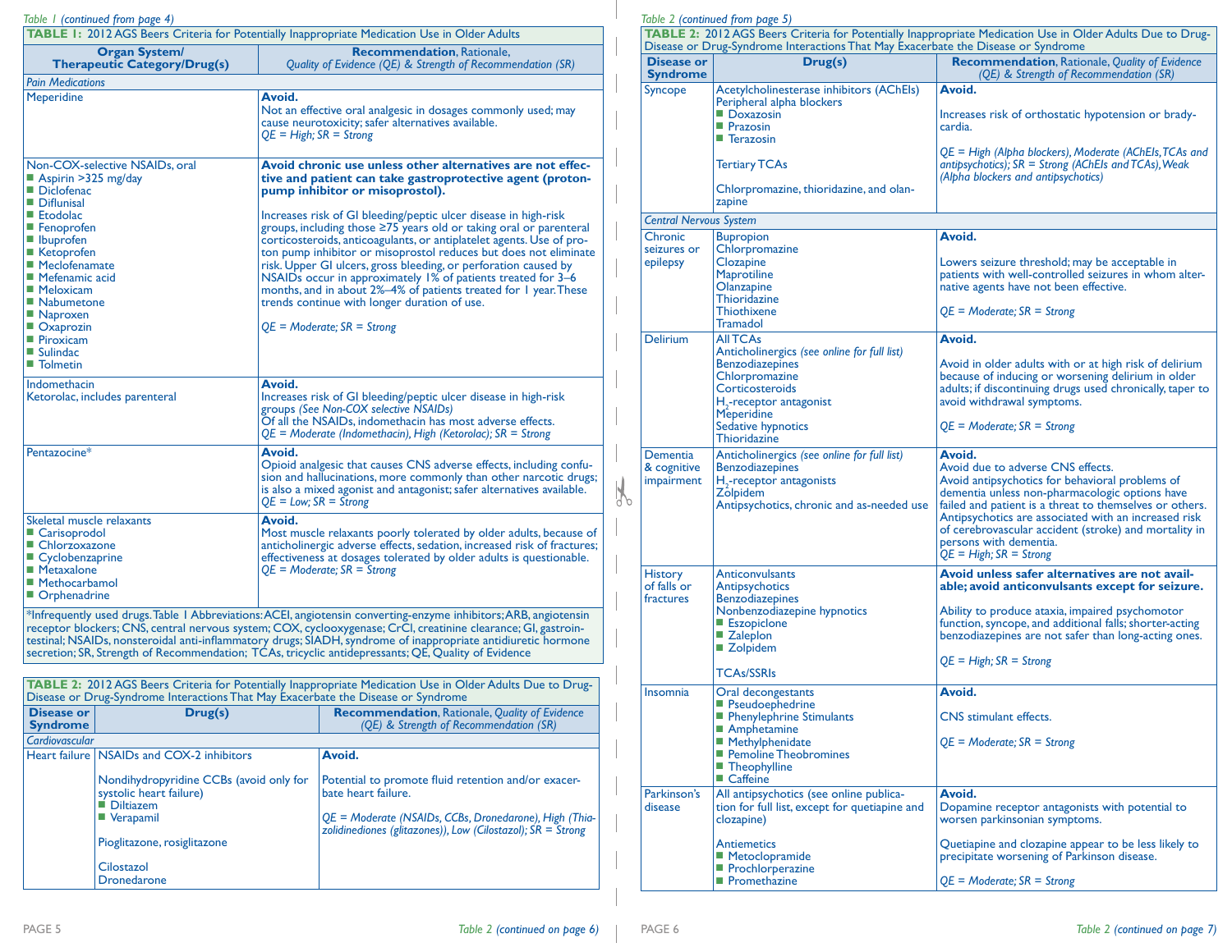*Table 1 (continued from page 4)*

**TABLE 1:** 2012 AGS Beers Criteria for Potentially Inappropriate Medication Use in Older Adults

| Organ System/ Therapeutic Category/Drug(s) | **Recommendation**, Rationale, *Quality of Evidence (QE) & Strength of Recommendation (SR)* |
|---|---|
| *Pain Medications* | |
| Meperidine | **Avoid.** Not an effective oral analgesic in dosages commonly used; may cause neurotoxicity; safer alternatives available. *QE = High; SR = Strong* |
| Non-COX-selective NSAIDs, oral<br>■ Aspirin >325 mg/day<br>■ Diclofenac<br>■ Diflunisal<br>■ Etodolac<br>■ Fenoprofen<br>■ Ibuprofen<br>■ Ketoprofen<br>■ Meclofenamate<br>■ Mefenamic acid<br>■ Meloxicam<br>■ Nabumetone<br>■ Naproxen<br>■ Oxaprozin<br>■ Piroxicam<br>■ Sulindac<br>■ Tolmetin | **Avoid chronic use unless other alternatives are not effective and patient can take gastroprotective agent (proton-pump inhibitor or misoprostol).**<br><br>Increases risk of GI bleeding/peptic ulcer disease in high-risk groups, including those ≥75 years old or taking oral or parenteral corticosteroids, anticoagulants, or antiplatelet agents. Use of proton pump inhibitor or misoprostol reduces but does not eliminate risk. Upper GI ulcers, gross bleeding, or perforation caused by NSAIDs occur in approximately 1% of patients treated for 3–6 months, and in about 2%–4% of patients treated for 1 year. These trends continue with longer duration of use.<br><br>*QE = Moderate; SR = Strong* |
| Indomethacin<br>Ketorolac, includes parenteral | **Avoid.** Increases risk of GI bleeding/peptic ulcer disease in high-risk groups *(See Non-COX selective NSAIDs)* Of all the NSAIDs, indomethacin has most adverse effects. *QE = Moderate (Indomethacin), High (Ketorolac); SR = Strong* |
| Pentazocine* | **Avoid.** Opioid analgesic that causes CNS adverse effects, including confusion and hallucinations, more commonly than other narcotic drugs; is also a mixed agonist and antagonist; safer alternatives available. *QE = Low; SR = Strong* |
| Skeletal muscle relaxants<br>■ Carisoprodol<br>■ Chlorzoxazone<br>■ Cyclobenzaprine<br>■ Metaxalone<br>■ Methocarbamol<br>■ Orphenadrine | **Avoid.** Most muscle relaxants poorly tolerated by older adults, because of anticholinergic adverse effects, sedation, increased risk of fractures; effectiveness at dosages tolerated by older adults is questionable. *QE = Moderate; SR = Strong* |

*Infrequently used drugs. Table 1 Abbreviations: ACEI, angiotensin converting-enzyme inhibitors; ARB, angiotensin receptor blockers; CNS, central nervous system; COX, cyclooxygenase; CrCl, creatinine clearance; GI, gastrointestinal; NSAIDs, nonsteroidal anti-inflammatory drugs; SIADH, syndrome of inappropriate antidiuretic hormone secretion; SR, Strength of Recommendation; TCAs, tricyclic antidepressants; QE, Quality of Evidence

**TABLE 2:** 2012 AGS Beers Criteria for Potentially Inappropriate Medication Use in Older Adults Due to Drug-Disease or Drug-Syndrome Interactions That May Exacerbate the Disease or Syndrome

| Disease or Syndrome | Drug(s) | **Recommendation**, Rationale, *Quality of Evidence (QE) & Strength of Recommendation (SR)* |
|---|---|---|
| *Cardiovascular* | | |
| Heart failure | NSAIDs and COX-2 inhibitors<br><br>Nondihydropyridine CCBs (avoid only for systolic heart failure)<br>■ Diltiazem<br>■ Verapamil<br><br>Pioglitazone, rosiglitazone<br><br>Cilostazol<br>Dronedarone | **Avoid.**<br><br>Potential to promote fluid retention and/or exacerbate heart failure.<br><br>*QE = Moderate (NSAIDs, CCBs, Dronedarone), High (Thiazolidinediones (glitazones)), Low (Cilostazol); SR = Strong* |
| Syncope | Acetylcholinesterase inhibitors (AChEIs)<br>Peripheral alpha blockers<br>■ Doxazosin<br>■ Prazosin<br>■ Terazosin<br><br>Tertiary TCAs<br><br>Chlorpromazine, thioridazine, and olanzapine | **Avoid.**<br><br>Increases risk of orthostatic hypotension or bradycardia.<br><br>*QE = High (Alpha blockers), Moderate (AChEIs, TCAs and antipsychotics); SR = Strong (AChEIs and TCAs), Weak (Alpha blockers and antipsychotics)* |
| *Central Nervous System* | | |
| Chronic seizures or epilepsy | Bupropion<br>Chlorpromazine<br>Clozapine<br>Maprotiline<br>Olanzapine<br>Thioridazine<br>Thiothixene<br>Tramadol | **Avoid.**<br><br>Lowers seizure threshold; may be acceptable in patients with well-controlled seizures in whom alternative agents have not been effective.<br><br>*QE = Moderate; SR = Strong* |
| Delirium | All TCAs<br>Anticholinergics *(see online for full list)*<br>Benzodiazepines<br>Chlorpromazine<br>Corticosteroids<br>$H_2$-receptor antagonist<br>Meperidine<br>Sedative hypnotics<br>Thioridazine | **Avoid.**<br><br>Avoid in older adults with or at high risk of delirium because of inducing or worsening delirium in older adults; if discontinuing drugs used chronically, taper to avoid withdrawal symptoms.<br><br>*QE = Moderate; SR = Strong* |
| Dementia & cognitive impairment | Anticholinergics *(see online for full list)*<br>Benzodiazepines<br>$H_2$-receptor antagonists<br>Zolpidem<br>Antipsychotics, chronic and as-needed use | **Avoid.**<br>Avoid due to adverse CNS effects.<br>Avoid antipsychotics for behavioral problems of dementia unless non-pharmacologic options have failed and patient is a threat to themselves or others. Antipsychotics are associated with an increased risk of cerebrovascular accident (stroke) and mortality in persons with dementia.<br>*QE = High; SR = Strong* |
| History of falls or fractures | Anticonvulsants<br>Antipsychotics<br>Benzodiazepines<br>Nonbenzodiazepine hypnotics<br>■ Eszopiclone<br>■ Zaleplon<br>■ Zolpidem<br><br>TCAs/SSRIs | **Avoid unless safer alternatives are not available; avoid anticonvulsants except for seizure.**<br><br>Ability to produce ataxia, impaired psychomotor function, syncope, and additional falls; shorter-acting benzodiazepines are not safer than long-acting ones.<br><br>*QE = High; SR = Strong* |
| Insomnia | Oral decongestants<br>■ Pseudoephedrine<br>■ Phenylephrine Stimulants<br>■ Amphetamine<br>■ Methylphenidate<br>■ Pemoline Theobromines<br>■ Theophylline<br>■ Caffeine | **Avoid.**<br><br>CNS stimulant effects.<br><br>*QE = Moderate; SR = Strong* |
| Parkinson's disease | All antipsychotics (see online publication for full list, except for quetiapine and clozapine)<br><br>Antiemetics<br>■ Metoclopramide<br>■ Prochlorperazine<br>■ Promethazine | **Avoid.**<br>Dopamine receptor antagonists with potential to worsen parkinsonian symptoms.<br><br>Quetiapine and clozapine appear to be less likely to precipitate worsening of Parkinson disease.<br><br>*QE = Moderate; SR = Strong* |

*Table 2 (continued on page 7)*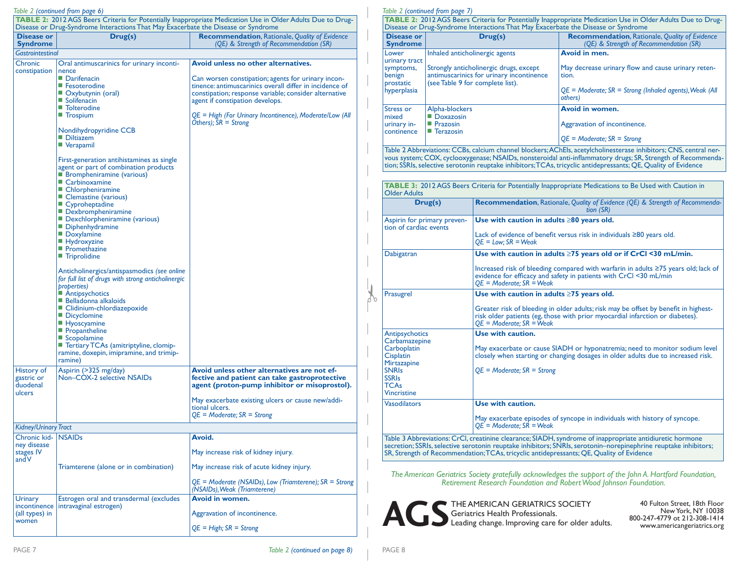*Table 2 (continued from page 6)*

**TABLE 2:** 2012 AGS Beers Criteria for Potentially Inappropriate Medication Use in Older Adults Due to Drug-Disease or Drug-Syndrome Interactions That May Exacerbate the Disease or Syndrome

| Disease or Syndrome | Drug(s) | **Recommendation**, Rationale, *Quality of Evidence (QE) & Strength of Recommendation (SR)* |
|---|---|---|
| *Gastrointestinal* | | |
| Chronic constipation | Oral antimuscarinics for urinary incontinence<br>■ Darifenacin<br>■ Fesoterodine<br>■ Oxybutynin (oral)<br>■ Solifenacin<br>■ Tolterodine<br>■ Trospium<br><br>Nondihydropyridine CCB<br>■ Diltiazem<br>■ Verapamil<br><br>First-generation antihistamines as single agent or part of combination products<br>■ Brompheniramine (various)<br>■ Carbinoxamine<br>■ Chlorpheniramine<br>■ Clemastine (various)<br>■ Cyproheptadine<br>■ Dexbrompheniramine<br>■ Dexchlorpheniramine (various)<br>■ Diphenhydramine<br>■ Doxylamine<br>■ Hydroxyzine<br>■ Promethazine<br>■ Triprolidine<br><br>Anticholinergics/antispasmodics *(see online for full list of drugs with strong anticholinergic properties)*<br>■ Antipsychotics<br>■ Belladonna alkaloids<br>■ Clidinium-chlordiazepoxide<br>■ Dicyclomine<br>■ Hyoscyamine<br>■ Propantheline<br>■ Scopolamine<br>■ Tertiary TCAs (amitriptyline, clomipramine, doxepin, imipramine, and trimipramine) | **Avoid unless no other alternatives.**<br><br>Can worsen constipation; agents for urinary incontinence: antimuscarinics overall differ in incidence of constipation; response variable; consider alternative agent if constipation develops.<br><br>*QE = High (For Urinary Incontinence), Moderate/Low (All Others); SR = Strong* |
| History of gastric or duodenal ulcers | Aspirin (>325 mg/day)<br>Non–COX-2 selective NSAIDs | **Avoid unless other alternatives are not effective and patient can take gastroprotective agent (proton-pump inhibitor or misoprostol).**<br><br>May exacerbate existing ulcers or cause new/additional ulcers.<br>*QE = Moderate; SR = Strong* |
| *Kidney/Urinary Tract* | | |
| Chronic kidney disease stages IV and V | NSAIDs<br><br>Triamterene (alone or in combination) | **Avoid.**<br><br>May increase risk of kidney injury.<br><br>May increase risk of acute kidney injury.<br><br>*QE = Moderate (NSAIDs), Low (Triamterene); SR = Strong (NSAIDs), Weak (Triamterene)* |
| Urinary incontinence (all types) in women | Estrogen oral and transdermal (excludes intravaginal estrogen) | **Avoid in women.**<br><br>Aggravation of incontinence.<br><br>*QE = High; SR = Strong* |
| Lower urinary tract symptoms, benign prostatic hyperplasia | Inhaled anticholinergic agents<br><br>Strongly anticholinergic drugs, except antimuscarinics for urinary incontinence (see Table 9 for complete list). | **Avoid in men.**<br><br>May decrease urinary flow and cause urinary retention.<br><br>*QE = Moderate; SR = Strong (Inhaled agents), Weak (All others)* |
| Stress or mixed urinary incontinence | Alpha-blockers<br>■ Doxazosin<br>■ Prazosin<br>■ Terazosin | **Avoid in women.**<br><br>Aggravation of incontinence.<br><br>*QE = Moderate; SR = Strong* |

Table 2 Abbreviations: CCBs, calcium channel blockers; AChEIs, acetylcholinesterase inhibitors; CNS, central nervous system; COX, cyclooxygenase; NSAIDs, nonsteroidal anti-inflammatory drugs; SR, Strength of Recommendation; SSRIs, selective serotonin reuptake inhibitors; TCAs, tricyclic antidepressants; QE, Quality of Evidence

**TABLE 3:** 2012 AGS Beers Criteria for Potentially Inappropriate Medications to Be Used with Caution in Older Adults

| Drug(s) | **Recommendation**, Rationale, *Quality of Evidence (QE) & Strength of Recommendation (SR)* |
|---|---|
| Aspirin for primary prevention of cardiac events | **Use with caution in adults ≥80 years old.**<br><br>Lack of evidence of benefit versus risk in individuals ≥80 years old.<br>*QE = Low; SR = Weak* |
| Dabigatran | **Use with caution in adults ≥75 years old or if CrCl <30 mL/min.**<br><br>Increased risk of bleeding compared with warfarin in adults ≥75 years old; lack of evidence for efficacy and safety in patients with CrCl <30 mL/min<br>*QE = Moderate; SR = Weak* |
| Prasugrel | **Use with caution in adults ≥75 years old.**<br><br>Greater risk of bleeding in older adults; risk may be offset by benefit in highest-risk older patients (eg, those with prior myocardial infarction or diabetes).<br>*QE = Moderate; SR = Weak* |
| Antipsychotics<br>Carbamazepine<br>Carboplatin<br>Cisplatin<br>Mirtazapine<br>SNRIs<br>SSRIs<br>TCAs<br>Vincristine | **Use with caution.**<br><br>May exacerbate or cause SIADH or hyponatremia; need to monitor sodium level closely when starting or changing dosages in older adults due to increased risk.<br><br>*QE = Moderate; SR = Strong* |
| Vasodilators | **Use with caution.**<br><br>May exacerbate episodes of syncope in individuals with history of syncope.<br>*QE = Moderate; SR = Weak* |

Table 3 Abbreviations: CrCl, creatinine clearance; SIADH, syndrome of inappropriate antidiuretic hormone secretion; SSRIs, selective serotonin reuptake inhibitors; SNRIs, serotonin–norepinephrine reuptake inhibitors; SR, Strength of Recommendation; TCAs, tricyclic antidepressants; QE, Quality of Evidence

*The American Geriatrics Society gratefully acknowledges the support of the John A. Hartford Foundation, Retirement Research Foundation and Robert Wood Johnson Foundation.*

**AGS** THE AMERICAN GERIATRICS SOCIETY
Geriatrics Health Professionals.
Leading change. Improving care for older adults.

40 Fulton Street, 18th Floor
New York, NY 10038
800-247-4779 or 212-308-1414
www.americangeriatrics.org